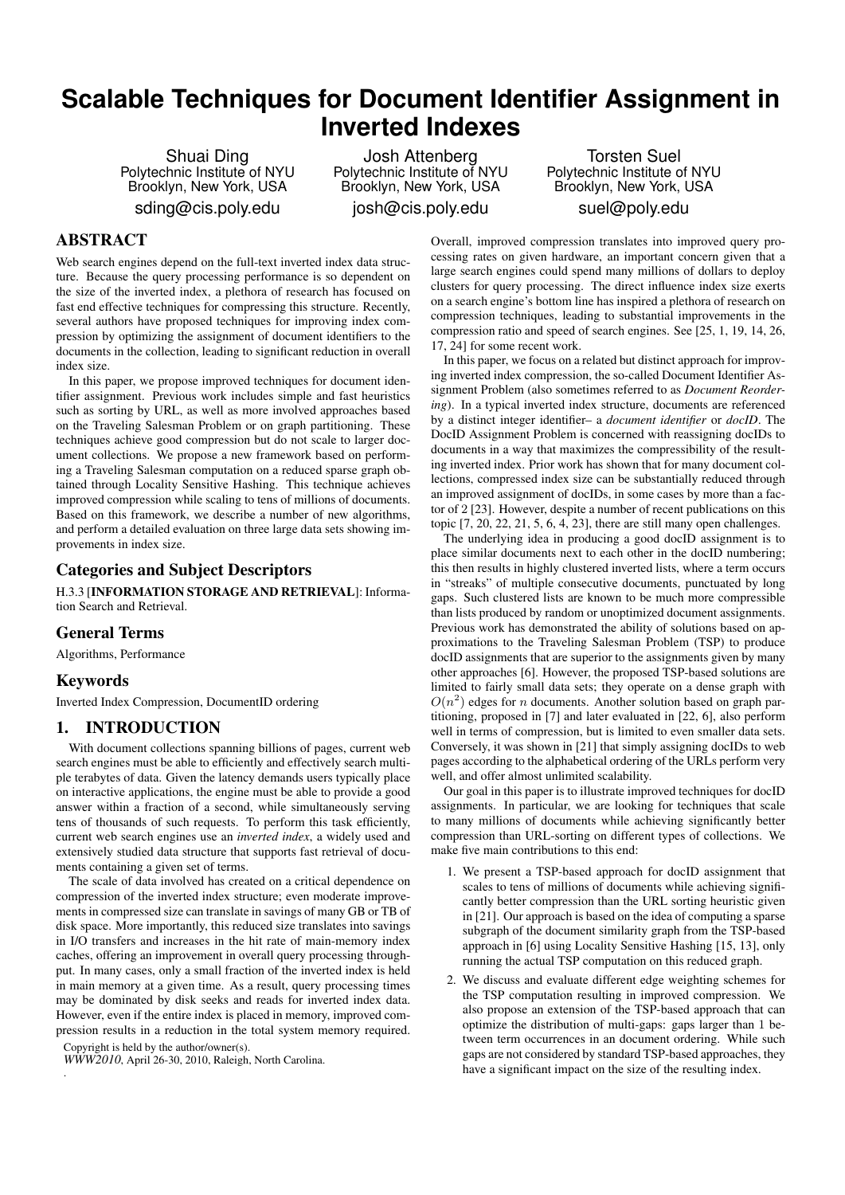# Scalable Techniques for Document Identifier Assignment in Inverted Indexes

Shuai Ding
Polytechnic Institute of NYU
Brooklyn, New York, USA
sding@cis.poly.edu

Josh Attenberg
Polytechnic Institute of NYU
Brooklyn, New York, USA
josh@cis.poly.edu

Torsten Suel
Polytechnic Institute of NYU
Brooklyn, New York, USA
suel@poly.edu

## ABSTRACT

Web search engines depend on the full-text inverted index data structure. Because the query processing performance is so dependent on the size of the inverted index, a plethora of research has focused on fast end effective techniques for compressing this structure. Recently, several authors have proposed techniques for improving index compression by optimizing the assignment of document identifiers to the documents in the collection, leading to significant reduction in overall index size.

In this paper, we propose improved techniques for document identifier assignment. Previous work includes simple and fast heuristics such as sorting by URL, as well as more involved approaches based on the Traveling Salesman Problem or on graph partitioning. These techniques achieve good compression but do not scale to larger document collections. We propose a new framework based on performing a Traveling Salesman computation on a reduced sparse graph obtained through Locality Sensitive Hashing. This technique achieves improved compression while scaling to tens of millions of documents. Based on this framework, we describe a number of new algorithms, and perform a detailed evaluation on three large data sets showing improvements in index size.

### Categories and Subject Descriptors

H.3.3 [**INFORMATION STORAGE AND RETRIEVAL**]: Information Search and Retrieval.

### General Terms

Algorithms, Performance

### Keywords

Inverted Index Compression, DocumentID ordering

## 1. INTRODUCTION

With document collections spanning billions of pages, current web search engines must be able to efficiently and effectively search multiple terabytes of data. Given the latency demands users typically place on interactive applications, the engine must be able to provide a good answer within a fraction of a second, while simultaneously serving tens of thousands of such requests. To perform this task efficiently, current web search engines use an *inverted index*, a widely used and extensively studied data structure that supports fast retrieval of documents containing a given set of terms.

The scale of data involved has created on a critical dependence on compression of the inverted index structure; even moderate improvements in compressed size can translate in savings of many GB or TB of disk space. More importantly, this reduced size translates into savings in I/O transfers and increases in the hit rate of main-memory index caches, offering an improvement in overall query processing throughput. In many cases, only a small fraction of the inverted index is held in main memory at a given time. As a result, query processing times may be dominated by disk seeks and reads for inverted index data. However, even if the entire index is placed in memory, improved compression results in a reduction in the total system memory required.

Copyright is held by the author/owner(s).
*WWW2010*, April 26-30, 2010, Raleigh, North Carolina.

Overall, improved compression translates into improved query processing rates on given hardware, an important concern given that a large search engines could spend many millions of dollars to deploy clusters for query processing. The direct influence index size exerts on a search engine's bottom line has inspired a plethora of research on compression techniques, leading to substantial improvements in the compression ratio and speed of search engines. See [25, 1, 19, 14, 26, 17, 24] for some recent work.

In this paper, we focus on a related but distinct approach for improving inverted index compression, the so-called Document Identifier Assignment Problem (also sometimes referred to as *Document Reordering*). In a typical inverted index structure, documents are referenced by a distinct integer identifier– a *document identifier* or *docID*. The DocID Assignment Problem is concerned with reassigning docIDs to documents in a way that maximizes the compressibility of the resulting inverted index. Prior work has shown that for many document collections, compressed index size can be substantially reduced through an improved assignment of docIDs, in some cases by more than a factor of 2 [23]. However, despite a number of recent publications on this topic [7, 20, 22, 21, 5, 6, 4, 23], there are still many open challenges.

The underlying idea in producing a good docID assignment is to place similar documents next to each other in the docID numbering; this then results in highly clustered inverted lists, where a term occurs in "streaks" of multiple consecutive documents, punctuated by long gaps. Such clustered lists are known to be much more compressible than lists produced by random or unoptimized document assignments. Previous work has demonstrated the ability of solutions based on approximations to the Traveling Salesman Problem (TSP) to produce docID assignments that are superior to the assignments given by many other approaches [6]. However, the proposed TSP-based solutions are limited to fairly small data sets; they operate on a dense graph with $O(n^2)$ edges for $n$ documents. Another solution based on graph partitioning, proposed in [7] and later evaluated in [22, 6], also perform well in terms of compression, but is limited to even smaller data sets. Conversely, it was shown in [21] that simply assigning docIDs to web pages according to the alphabetical ordering of the URLs perform very well, and offer almost unlimited scalability.

Our goal in this paper is to illustrate improved techniques for docID assignments. In particular, we are looking for techniques that scale to many millions of documents while achieving significantly better compression than URL-sorting on different types of collections. We make five main contributions to this end:

1. We present a TSP-based approach for docID assignment that scales to tens of millions of documents while achieving significantly better compression than the URL sorting heuristic given in [21]. Our approach is based on the idea of computing a sparse subgraph of the document similarity graph from the TSP-based approach in [6] using Locality Sensitive Hashing [15, 13], only running the actual TSP computation on this reduced graph.
2. We discuss and evaluate different edge weighting schemes for the TSP computation resulting in improved compression. We also propose an extension of the TSP-based approach that can optimize the distribution of multi-gaps: gaps larger than 1 between term occurrences in an document ordering. While such gaps are not considered by standard TSP-based approaches, they have a significant impact on the size of the resulting index.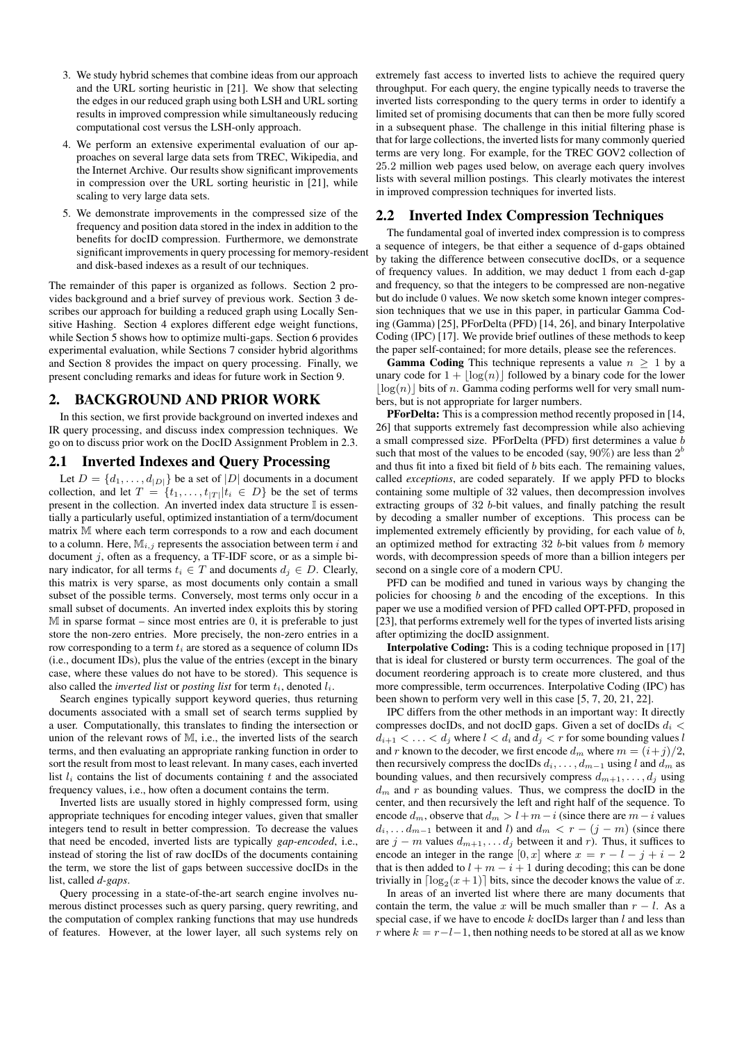3. We study hybrid schemes that combine ideas from our approach and the URL sorting heuristic in [21]. We show that selecting the edges in our reduced graph using both LSH and URL sorting results in improved compression while simultaneously reducing computational cost versus the LSH-only approach.
4. We perform an extensive experimental evaluation of our approaches on several large data sets from TREC, Wikipedia, and the Internet Archive. Our results show significant improvements in compression over the URL sorting heuristic in [21], while scaling to very large data sets.
5. We demonstrate improvements in the compressed size of the frequency and position data stored in the index in addition to the benefits for docID compression. Furthermore, we demonstrate significant improvements in query processing for memory-resident and disk-based indexes as a result of our techniques.

The remainder of this paper is organized as follows. Section 2 provides background and a brief survey of previous work. Section 3 describes our approach for building a reduced graph using Locally Sensitive Hashing. Section 4 explores different edge weight functions, while Section 5 shows how to optimize multi-gaps. Section 6 provides experimental evaluation, while Sections 7 consider hybrid algorithms and Section 8 provides the impact on query processing. Finally, we present concluding remarks and ideas for future work in Section 9.

## 2. BACKGROUND AND PRIOR WORK

In this section, we first provide background on inverted indexes and IR query processing, and discuss index compression techniques. We go on to discuss prior work on the DocID Assignment Problem in 2.3.

### 2.1 Inverted Indexes and Query Processing

Let $D = \{d_1, \ldots, d_{|D|}\}$ be a set of $|D|$ documents in a document collection, and let $T = \{t_1, \ldots, t_{|T|} | t_i \in D\}$ be the set of terms present in the collection. An inverted index data structure $\mathbb{I}$ is essentially a particularly useful, optimized instantiation of a term/document matrix $\mathbb{M}$ where each term corresponds to a row and each document to a column. Here, $\mathbb{M}_{i,j}$ represents the association between term $i$ and document $j$, often as a frequency, a TF-IDF score, or as a simple binary indicator, for all terms $t_i \in T$ and documents $d_j \in D$. Clearly, this matrix is very sparse, as most documents only contain a small subset of the possible terms. Conversely, most terms only occur in a small subset of documents. An inverted index exploits this by storing $\mathbb{M}$ in sparse format – since most entries are 0, it is preferable to just store the non-zero entries. More precisely, the non-zero entries in a row corresponding to a term $t_i$ are stored as a sequence of column IDs (i.e., document IDs), plus the value of the entries (except in the binary case, where these values do not have to be stored). This sequence is also called the *inverted list* or *posting list* for term $t_i$, denoted $l_i$.

Search engines typically support keyword queries, thus returning documents associated with a small set of search terms supplied by a user. Computationally, this translates to finding the intersection or union of the relevant rows of $\mathbb{M}$, i.e., the inverted lists of the search terms, and then evaluating an appropriate ranking function in order to sort the result from most to least relevant. In many cases, each inverted list $l_i$ contains the list of documents containing $t$ and the associated frequency values, i.e., how often a document contains the term.

Inverted lists are usually stored in highly compressed form, using appropriate techniques for encoding integer values, given that smaller integers tend to result in better compression. To decrease the values that need be encoded, inverted lists are typically *gap-encoded*, i.e., instead of storing the list of raw docIDs of the documents containing the term, we store the list of gaps between successive docIDs in the list, called *d-gaps*.

Query processing in a state-of-the-art search engine involves numerous distinct processes such as query parsing, query rewriting, and the computation of complex ranking functions that may use hundreds of features. However, at the lower layer, all such systems rely on extremely fast access to inverted lists to achieve the required query throughput. For each query, the engine typically needs to traverse the inverted lists corresponding to the query terms in order to identify a limited set of promising documents that can then be more fully scored in a subsequent phase. The challenge in this initial filtering phase is that for large collections, the inverted lists for many commonly queried terms are very long. For example, for the TREC GOV2 collection of 25.2 million web pages used below, on average each query involves lists with several million postings. This clearly motivates the interest in improved compression techniques for inverted lists.

### 2.2 Inverted Index Compression Techniques

The fundamental goal of inverted index compression is to compress a sequence of integers, be that either a sequence of d-gaps obtained by taking the difference between consecutive docIDs, or a sequence of frequency values. In addition, we may deduct 1 from each d-gap and frequency, so that the integers to be compressed are non-negative but do include 0 values. We now sketch some known integer compression techniques that we use in this paper, in particular Gamma Coding (Gamma) [25], PForDelta (PFD) [14, 26], and binary Interpolative Coding (IPC) [17]. We provide brief outlines of these methods to keep the paper self-contained; for more details, please see the references.

**Gamma Coding** This technique represents a value $n \geq 1$ by a unary code for $1 + \lfloor \log(n) \rfloor$ followed by a binary code for the lower $\lfloor \log(n) \rfloor$ bits of $n$. Gamma coding performs well for very small numbers, but is not appropriate for larger numbers.

**PForDelta:** This is a compression method recently proposed in [14, 26] that supports extremely fast decompression while also achieving a small compressed size. PForDelta (PFD) first determines a value $b$ such that most of the values to be encoded (say, 90%) are less than $2^b$ and thus fit into a fixed bit field of $b$ bits each. The remaining values, called *exceptions*, are coded separately. If we apply PFD to blocks containing some multiple of 32 values, then decompression involves extracting groups of 32 $b$-bit values, and finally patching the result by decoding a smaller number of exceptions. This process can be implemented extremely efficiently by providing, for each value of $b$, an optimized method for extracting 32 $b$-bit values from $b$ memory words, with decompression speeds of more than a billion integers per second on a single core of a modern CPU.

PFD can be modified and tuned in various ways by changing the policies for choosing $b$ and the encoding of the exceptions. In this paper we use a modified version of PFD called OPT-PFD, proposed in [23], that performs extremely well for the types of inverted lists arising after optimizing the docID assignment.

**Interpolative Coding:** This is a coding technique proposed in [17] that is ideal for clustered or bursty term occurrences. The goal of the document reordering approach is to create more clustered, and thus more compressible, term occurrences. Interpolative Coding (IPC) has been shown to perform very well in this case [5, 7, 20, 21, 22].

IPC differs from the other methods in an important way: It directly compresses docIDs, and not docID gaps. Given a set of docIDs $d_i < d_{i+1} < \ldots < d_j$ where $l < d_i$ and $d_j < r$ for some bounding values $l$ and $r$ known to the decoder, we first encode $d_m$ where $m = (i+j)/2$, then recursively compress the docIDs $d_i, \ldots, d_{m-1}$ using $l$ and $d_m$ as bounding values, and then recursively compress $d_{m+1}, \ldots, d_j$ using $d_m$ and $r$ as bounding values. Thus, we compress the docID in the center, and then recursively the left and right half of the sequence. To encode $d_m$, observe that $d_m > l + m - i$ (since there are $m - i$ values $d_i, \ldots d_{m-1}$ between it and $l$) and $d_m < r - (j - m)$ (since there are $j - m$ values $d_{m+1}, \ldots d_j$ between it and $r$). Thus, it suffices to encode an integer in the range $[0, x]$ where $x = r - l - j + i - 2$ that is then added to $l + m - i + 1$ during decoding; this can be done trivially in $\lceil \log_2(x + 1) \rceil$ bits, since the decoder knows the value of $x$.

In areas of an inverted list where there are many documents that contain the term, the value $x$ will be much smaller than $r - l$. As a special case, if we have to encode $k$ docIDs larger than $l$ and less than $r$ where $k = r - l - 1$, then nothing needs to be stored at all as we know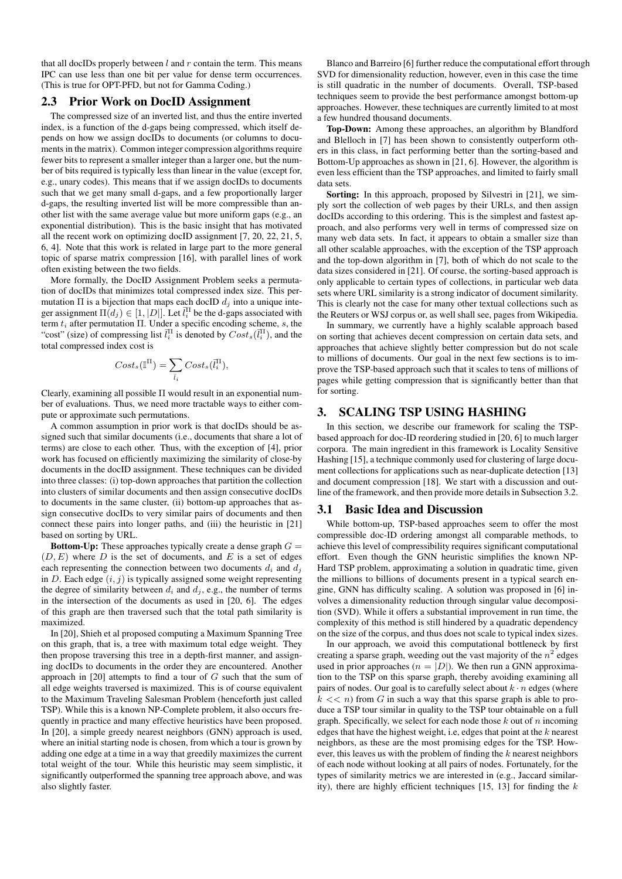that all docIDs properly between $l$ and $r$ contain the term. This means IPC can use less than one bit per value for dense term occurrences. (This is true for OPT-PFD, but not for Gamma Coding.)

## 2.3 Prior Work on DocID Assignment

The compressed size of an inverted list, and thus the entire inverted index, is a function of the d-gaps being compressed, which itself depends on how we assign docIDs to documents (or columns to documents in the matrix). Common integer compression algorithms require fewer bits to represent a smaller integer than a larger one, but the number of bits required is typically less than linear in the value (except for, e.g., unary codes). This means that if we assign docIDs to documents such that we get many small d-gaps, and a few proportionally larger d-gaps, the resulting inverted list will be more compressible than another list with the same average value but more uniform gaps (e.g., an exponential distribution). This is the basic insight that has motivated all the recent work on optimizing docID assignment [7, 20, 22, 21, 5, 6, 4]. Note that this work is related in large part to the more general topic of sparse matrix compression [16], with parallel lines of work often existing between the two fields.

More formally, the DocID Assignment Problem seeks a permutation of docIDs that minimizes total compressed index size. This permutation $\Pi$ is a bijection that maps each docID $d_j$ into a unique integer assignment $\Pi(d_j) \in [1, |D|]$. Let $\bar{l}_i^{\Pi}$ be the d-gaps associated with term $t_i$ after permutation $\Pi$. Under a specific encoding scheme, $s$, the "cost" (size) of compressing list $\bar{l}_i^{\Pi}$ is denoted by $Cost_s(\bar{l}_i^{\Pi})$, and the total compressed index cost is

$$Cost_s(\mathbb{I}^{\Pi}) = \sum_{\bar{l}_i} Cost_s(\bar{l}_i^{\Pi}),$$

Clearly, examining all possible $\Pi$ would result in an exponential number of evaluations. Thus, we need more tractable ways to either compute or approximate such permutations.

A common assumption in prior work is that docIDs should be assigned such that similar documents (i.e., documents that share a lot of terms) are close to each other. Thus, with the exception of [4], prior work has focused on efficiently maximizing the similarity of close-by documents in the docID assignment. These techniques can be divided into three classes: (i) top-down approaches that partition the collection into clusters of similar documents and then assign consecutive docIDs to documents in the same cluster, (ii) bottom-up approaches that assign consecutive docIDs to very similar pairs of documents and then connect these pairs into longer paths, and (iii) the heuristic in [21] based on sorting by URL.

**Bottom-Up:** These approaches typically create a dense graph $G = (D, E)$ where $D$ is the set of documents, and $E$ is a set of edges each representing the connection between two documents $d_i$ and $d_j$ in $D$. Each edge $(i, j)$ is typically assigned some weight representing the degree of similarity between $d_i$ and $d_j$, e.g., the number of terms in the intersection of the documents as used in [20, 6]. The edges of this graph are then traversed such that the total path similarity is maximized.

In [20], Shieh et al proposed computing a Maximum Spanning Tree on this graph, that is, a tree with maximum total edge weight. They then propose traversing this tree in a depth-first manner, and assigning docIDs to documents in the order they are encountered. Another approach in [20] attempts to find a tour of $G$ such that the sum of all edge weights traversed is maximized. This is of course equivalent to the Maximum Traveling Salesman Problem (henceforth just called TSP). While this is a known NP-Complete problem, it also occurs frequently in practice and many effective heuristics have been proposed. In [20], a simple greedy nearest neighbors (GNN) approach is used, where an initial starting node is chosen, from which a tour is grown by adding one edge at a time in a way that greedily maximizes the current total weight of the tour. While this heuristic may seem simplistic, it significantly outperformed the spanning tree approach above, and was also slightly faster.

Blanco and Barreiro [6] further reduce the computational effort through SVD for dimensionality reduction, however, even in this case the time is still quadratic in the number of documents. Overall, TSP-based techniques seem to provide the best performance amongst bottom-up approaches. However, these techniques are currently limited to at most a few hundred thousand documents.

**Top-Down:** Among these approaches, an algorithm by Blandford and Blelloch in [7] has been shown to consistently outperform others in this class, in fact performing better than the sorting-based and Bottom-Up approaches as shown in [21, 6]. However, the algorithm is even less efficient than the TSP approaches, and limited to fairly small data sets.

**Sorting:** In this approach, proposed by Silvestri in [21], we simply sort the collection of web pages by their URLs, and then assign docIDs according to this ordering. This is the simplest and fastest approach, and also performs very well in terms of compressed size on many web data sets. In fact, it appears to obtain a smaller size than all other scalable approaches, with the exception of the TSP approach and the top-down algorithm in [7], both of which do not scale to the data sizes considered in [21]. Of course, the sorting-based approach is only applicable to certain types of collections, in particular web data sets where URL similarity is a strong indicator of document similarity. This is clearly not the case for many other textual collections such as the Reuters or WSJ corpus or, as well shall see, pages from Wikipedia.

In summary, we currently have a highly scalable approach based on sorting that achieves decent compression on certain data sets, and approaches that achieve slightly better compression but do not scale to millions of documents. Our goal in the next few sections is to improve the TSP-based approach such that it scales to tens of millions of pages while getting compression that is significantly better than that for sorting.

# 3. SCALING TSP USING HASHING

In this section, we describe our framework for scaling the TSP-based approach for doc-ID reordering studied in [20, 6] to much larger corpora. The main ingredient in this framework is Locality Sensitive Hashing [15], a technique commonly used for clustering of large document collections for applications such as near-duplicate detection [13] and document compression [18]. We start with a discussion and outline of the framework, and then provide more details in Subsection 3.2.

## 3.1 Basic Idea and Discussion

While bottom-up, TSP-based approaches seem to offer the most compressible doc-ID ordering amongst all comparable methods, to achieve this level of compressibility requires significant computational effort. Even though the GNN heuristic simplifies the known NP-Hard TSP problem, approximating a solution in quadratic time, given the millions to billions of documents present in a typical search engine, GNN has difficulty scaling. A solution was proposed in [6] involves a dimensionality reduction through singular value decomposition (SVD). While it offers a substantial improvement in run time, the complexity of this method is still hindered by a quadratic dependency on the size of the corpus, and thus does not scale to typical index sizes.

In our approach, we avoid this computational bottleneck by first creating a sparse graph, weeding out the vast majority of the $n^2$ edges used in prior approaches ($n = |D|$). We then run a GNN approximation to the TSP on this sparse graph, thereby avoiding examining all pairs of nodes. Our goal is to carefully select about $k \cdot n$ edges (where $k << n$) from $G$ in such a way that this sparse graph is able to produce a TSP tour similar in quality to the TSP tour obtainable on a full graph. Specifically, we select for each node those $k$ out of $n$ incoming edges that have the highest weight, i.e, edges that point at the $k$ nearest neighbors, as these are the most promising edges for the TSP. However, this leaves us with the problem of finding the $k$ nearest neighbors of each node without looking at all pairs of nodes. Fortunately, for the types of similarity metrics we are interested in (e.g., Jaccard similarity), there are highly efficient techniques [15, 13] for finding the $k$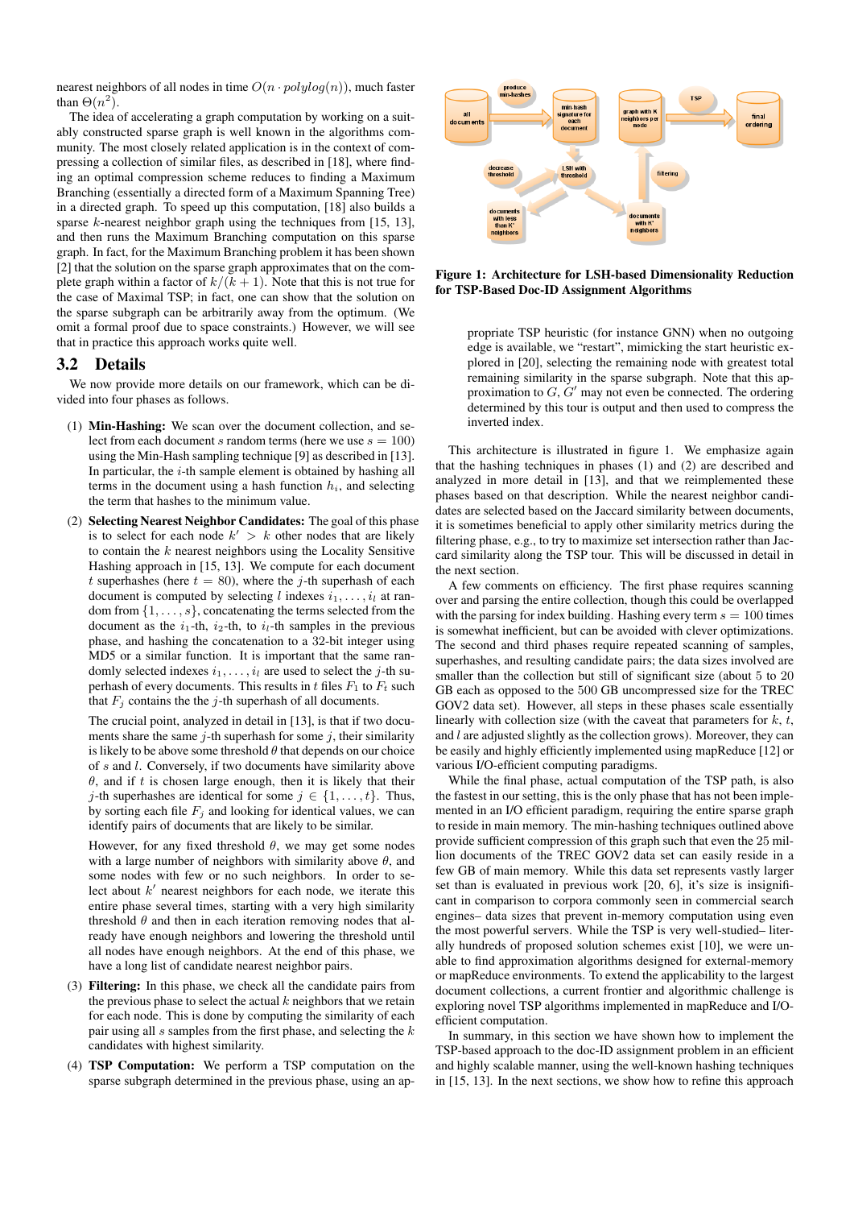nearest neighbors of all nodes in time $O(n \cdot polylog(n))$, much faster than $\Theta(n^2)$.

The idea of accelerating a graph computation by working on a suitably constructed sparse graph is well known in the algorithms community. The most closely related application is in the context of compressing a collection of similar files, as described in [18], where finding an optimal compression scheme reduces to finding a Maximum Branching (essentially a directed form of a Maximum Spanning Tree) in a directed graph. To speed up this computation, [18] also builds a sparse $k$-nearest neighbor graph using the techniques from [15, 13], and then runs the Maximum Branching computation on this sparse graph. In fact, for the Maximum Branching problem it has been shown [2] that the solution on the sparse graph approximates that on the complete graph within a factor of $k/(k+1)$. Note that this is not true for the case of Maximal TSP; in fact, one can show that the solution on the sparse subgraph can be arbitrarily away from the optimum. (We omit a formal proof due to space constraints.) However, we will see that in practice this approach works quite well.

## 3.2 Details

We now provide more details on our framework, which can be divided into four phases as follows.

(1) **Min-Hashing:** We scan over the document collection, and select from each document $s$ random terms (here we use $s = 100$) using the Min-Hash sampling technique [9] as described in [13]. In particular, the $i$-th sample element is obtained by hashing all terms in the document using a hash function $h_i$, and selecting the term that hashes to the minimum value.

(2) **Selecting Nearest Neighbor Candidates:** The goal of this phase is to select for each node $k' > k$ other nodes that are likely to contain the $k$ nearest neighbors using the Locality Sensitive Hashing approach in [15, 13]. We compute for each document $t$ superhashes (here $t = 80$), where the $j$-th superhash of each document is computed by selecting $l$ indexes $i_1, \ldots, i_l$ at random from $\{1, \ldots, s\}$, concatenating the terms selected from the document as the $i_1$-th, $i_2$-th, to $i_l$-th samples in the previous phase, and hashing the concatenation to a 32-bit integer using MD5 or a similar function. It is important that the same randomly selected indexes $i_1, \ldots, i_l$ are used to select the $j$-th superhash of every documents. This results in $t$ files $F_1$ to $F_t$ such that $F_j$ contains the the $j$-th superhash of all documents.

   The crucial point, analyzed in detail in [13], is that if two documents share the same $j$-th superhash for some $j$, their similarity is likely to be above some threshold $\theta$ that depends on our choice of $s$ and $l$. Conversely, if two documents have similarity above $\theta$, and if $t$ is chosen large enough, then it is likely that their $j$-th superhashes are identical for some $j \in \{1, \ldots, t\}$. Thus, by sorting each file $F_j$ and looking for identical values, we can identify pairs of documents that are likely to be similar.

   However, for any fixed threshold $\theta$, we may get some nodes with a large number of neighbors with similarity above $\theta$, and some nodes with few or no such neighbors. In order to select about $k'$ nearest neighbors for each node, we iterate this entire phase several times, starting with a very high similarity threshold $\theta$ and then in each iteration removing nodes that already have enough neighbors and lowering the threshold until all nodes have enough neighbors. At the end of this phase, we have a long list of candidate nearest neighbor pairs.

(3) **Filtering:** In this phase, we check all the candidate pairs from the previous phase to select the actual $k$ neighbors that we retain for each node. This is done by computing the similarity of each pair using all $s$ samples from the first phase, and selecting the $k$ candidates with highest similarity.

(4) **TSP Computation:** We perform a TSP computation on the sparse subgraph determined in the previous phase, using an appropriate TSP heuristic (for instance GNN) when no outgoing edge is available, we "restart", mimicking the start heuristic explored in [20], selecting the remaining node with greatest total remaining similarity in the sparse subgraph. Note that this approximation to $G$, $G'$ may not even be connected. The ordering determined by this tour is output and then used to compress the inverted index.

**Figure 1: Architecture for LSH-based Dimensionality Reduction for TSP-Based Doc-ID Assignment Algorithms**

This architecture is illustrated in figure 1. We emphasize again that the hashing techniques in phases (1) and (2) are described and analyzed in more detail in [13], and that we reimplemented these phases based on that description. While the nearest neighbor candidates are selected based on the Jaccard similarity between documents, it is sometimes beneficial to apply other similarity metrics during the filtering phase, e.g., to try to maximize set intersection rather than Jaccard similarity along the TSP tour. This will be discussed in detail in the next section.

A few comments on efficiency. The first phase requires scanning over and parsing the entire collection, though this could be overlapped with the parsing for index building. Hashing every term $s = 100$ times is somewhat inefficient, but can be avoided with clever optimizations. The second and third phases require repeated scanning of samples, superhashes, and resulting candidate pairs; the data sizes involved are smaller than the collection but still of significant size (about 5 to 20 GB each as opposed to the 500 GB uncompressed size for the TREC GOV2 data set). However, all steps in these phases scale essentially linearly with collection size (with the caveat that parameters for $k$, $t$, and $l$ are adjusted slightly as the collection grows). Moreover, they can be easily and highly efficiently implemented using mapReduce [12] or various I/O-efficient computing paradigms.

While the final phase, actual computation of the TSP path, is also the fastest in our setting, this is the only phase that has not been implemented in an I/O efficient paradigm, requiring the entire sparse graph to reside in main memory. The min-hashing techniques outlined above provide sufficient compression of this graph such that even the 25 million documents of the TREC GOV2 data set can easily reside in a few GB of main memory. While this data set represents vastly larger set than is evaluated in previous work [20, 6], it's size is insignificant in comparison to corpora commonly seen in commercial search engines– data sizes that prevent in-memory computation using even the most powerful servers. While the TSP is very well-studied– literally hundreds of proposed solution schemes exist [10], we were unable to find approximation algorithms designed for external-memory or mapReduce environments. To extend the applicability to the largest document collections, a current frontier and algorithmic challenge is exploring novel TSP algorithms implemented in mapReduce and I/O-efficient computation.

In summary, in this section we have shown how to implement the TSP-based approach to the doc-ID assignment problem in an efficient and highly scalable manner, using the well-known hashing techniques in [15, 13]. In the next sections, we show how to refine this approach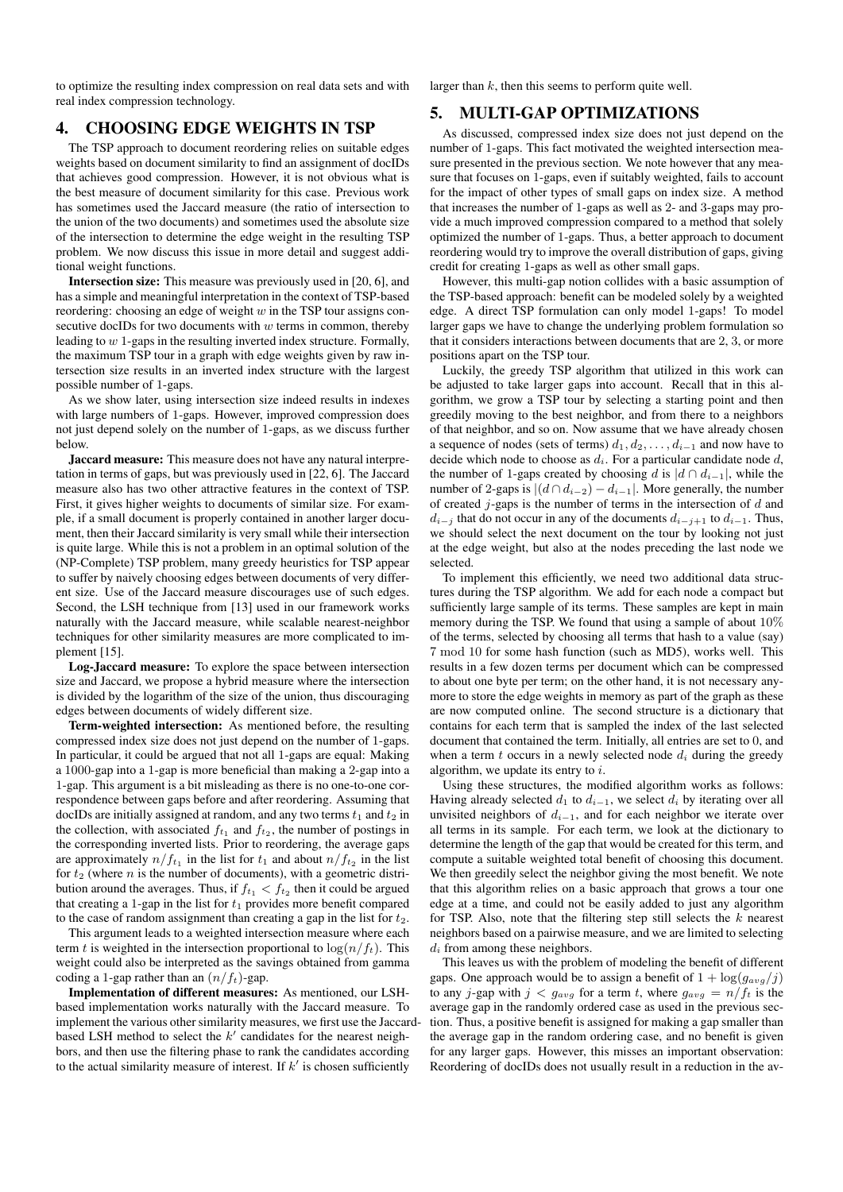to optimize the resulting index compression on real data sets and with real index compression technology.

## 4. CHOOSING EDGE WEIGHTS IN TSP

The TSP approach to document reordering relies on suitable edges weights based on document similarity to find an assignment of docIDs that achieves good compression. However, it is not obvious what is the best measure of document similarity for this case. Previous work has sometimes used the Jaccard measure (the ratio of intersection to the union of the two documents) and sometimes used the absolute size of the intersection to determine the edge weight in the resulting TSP problem. We now discuss this issue in more detail and suggest additional weight functions.

**Intersection size:** This measure was previously used in [20, 6], and has a simple and meaningful interpretation in the context of TSP-based reordering: choosing an edge of weight $w$ in the TSP tour assigns consecutive docIDs for two documents with $w$ terms in common, thereby leading to $w$ 1-gaps in the resulting inverted index structure. Formally, the maximum TSP tour in a graph with edge weights given by raw intersection size results in an inverted index structure with the largest possible number of 1-gaps.

As we show later, using intersection size indeed results in indexes with large numbers of 1-gaps. However, improved compression does not just depend solely on the number of 1-gaps, as we discuss further below.

**Jaccard measure:** This measure does not have any natural interpretation in terms of gaps, but was previously used in [22, 6]. The Jaccard measure also has two other attractive features in the context of TSP. First, it gives higher weights to documents of similar size. For example, if a small document is properly contained in another larger document, then their Jaccard similarity is very small while their intersection is quite large. While this is not a problem in an optimal solution of the (NP-Complete) TSP problem, many greedy heuristics for TSP appear to suffer by naively choosing edges between documents of very different size. Use of the Jaccard measure discourages use of such edges. Second, the LSH technique from [13] used in our framework works naturally with the Jaccard measure, while scalable nearest-neighbor techniques for other similarity measures are more complicated to implement [15].

**Log-Jaccard measure:** To explore the space between intersection size and Jaccard, we propose a hybrid measure where the intersection is divided by the logarithm of the size of the union, thus discouraging edges between documents of widely different size.

**Term-weighted intersection:** As mentioned before, the resulting compressed index size does not just depend on the number of 1-gaps. In particular, it could be argued that not all 1-gaps are equal: Making a 1000-gap into a 1-gap is more beneficial than making a 2-gap into a 1-gap. This argument is a bit misleading as there is no one-to-one correspondence between gaps before and after reordering. Assuming that docIDs are initially assigned at random, and any two terms $t_1$ and $t_2$ in the collection, with associated $f_{t_1}$ and $f_{t_2}$, the number of postings in the corresponding inverted lists. Prior to reordering, the average gaps are approximately $n/f_{t_1}$ in the list for $t_1$ and about $n/f_{t_2}$ in the list for $t_2$ (where $n$ is the number of documents), with a geometric distribution around the averages. Thus, if $f_{t_1} < f_{t_2}$ then it could be argued that creating a 1-gap in the list for $t_1$ provides more benefit compared to the case of random assignment than creating a gap in the list for $t_2$.

This argument leads to a weighted intersection measure where each term $t$ is weighted in the intersection proportional to $\log(n/f_t)$. This weight could also be interpreted as the savings obtained from gamma coding a 1-gap rather than an $(n/f_t)$-gap.

**Implementation of different measures:** As mentioned, our LSH-based implementation works naturally with the Jaccard measure. To implement the various other similarity measures, we first use the Jaccard-based LSH method to select the $k'$ candidates for the nearest neighbors, and then use the filtering phase to rank the candidates according to the actual similarity measure of interest. If $k'$ is chosen sufficiently larger than $k$, then this seems to perform quite well.

## 5. MULTI-GAP OPTIMIZATIONS

As discussed, compressed index size does not just depend on the number of 1-gaps. This fact motivated the weighted intersection measure presented in the previous section. We note however that any measure that focuses on 1-gaps, even if suitably weighted, fails to account for the impact of other types of small gaps on index size. A method that increases the number of 1-gaps as well as 2- and 3-gaps may provide a much improved compression compared to a method that solely optimized the number of 1-gaps. Thus, a better approach to document reordering would try to improve the overall distribution of gaps, giving credit for creating 1-gaps as well as other small gaps.

However, this multi-gap notion collides with a basic assumption of the TSP-based approach: benefit can be modeled solely by a weighted edge. A direct TSP formulation can only model 1-gaps! To model larger gaps we have to change the underlying problem formulation so that it considers interactions between documents that are 2, 3, or more positions apart on the TSP tour.

Luckily, the greedy TSP algorithm that utilized in this work can be adjusted to take larger gaps into account. Recall that in this algorithm, we grow a TSP tour by selecting a starting point and then greedily moving to the best neighbor, and from there to a neighbors of that neighbor, and so on. Now assume that we have already chosen a sequence of nodes (sets of terms) $d_1, d_2, \ldots, d_{i-1}$ and now have to decide which node to choose as $d_i$. For a particular candidate node $d$, the number of 1-gaps created by choosing $d$ is $|d \cap d_{i-1}|$, while the number of 2-gaps is $|(d \cap d_{i-2}) - d_{i-1}|$. More generally, the number of created $j$-gaps is the number of terms in the intersection of $d$ and $d_{i-j}$ that do not occur in any of the documents $d_{i-j+1}$ to $d_{i-1}$. Thus, we should select the next document on the tour by looking not just at the edge weight, but also at the nodes preceding the last node we selected.

To implement this efficiently, we need two additional data structures during the TSP algorithm. We add for each node a compact but sufficiently large sample of its terms. These samples are kept in main memory during the TSP. We found that using a sample of about 10% of the terms, selected by choosing all terms that hash to a value (say) $7 \bmod 10$ for some hash function (such as MD5), works well. This results in a few dozen terms per document which can be compressed to about one byte per term; on the other hand, it is not necessary anymore to store the edge weights in memory as part of the graph as these are now computed online. The second structure is a dictionary that contains for each term that is sampled the index of the last selected document that contained the term. Initially, all entries are set to 0, and when a term $t$ occurs in a newly selected node $d_i$ during the greedy algorithm, we update its entry to $i$.

Using these structures, the modified algorithm works as follows: Having already selected $d_1$ to $d_{i-1}$, we select $d_i$ by iterating over all unvisited neighbors of $d_{i-1}$, and for each neighbor we iterate over all terms in its sample. For each term, we look at the dictionary to determine the length of the gap that would be created for this term, and compute a suitable weighted total benefit of choosing this document. We then greedily select the neighbor giving the most benefit. We note that this algorithm relies on a basic approach that grows a tour one edge at a time, and could not be easily added to just any algorithm for TSP. Also, note that the filtering step still selects the $k$ nearest neighbors based on a pairwise measure, and we are limited to selecting $d_i$ from among these neighbors.

This leaves us with the problem of modeling the benefit of different gaps. One approach would be to assign a benefit of $1 + \log(g_{avg}/j)$ to any $j$-gap with $j < g_{avg}$ for a term $t$, where $g_{avg} = n/f_t$ is the average gap in the randomly ordered case as used in the previous section. Thus, a positive benefit is assigned for making a gap smaller than the average gap in the random ordering case, and no benefit is given for any larger gaps. However, this misses an important observation: Reordering of docIDs does not usually result in a reduction in the av-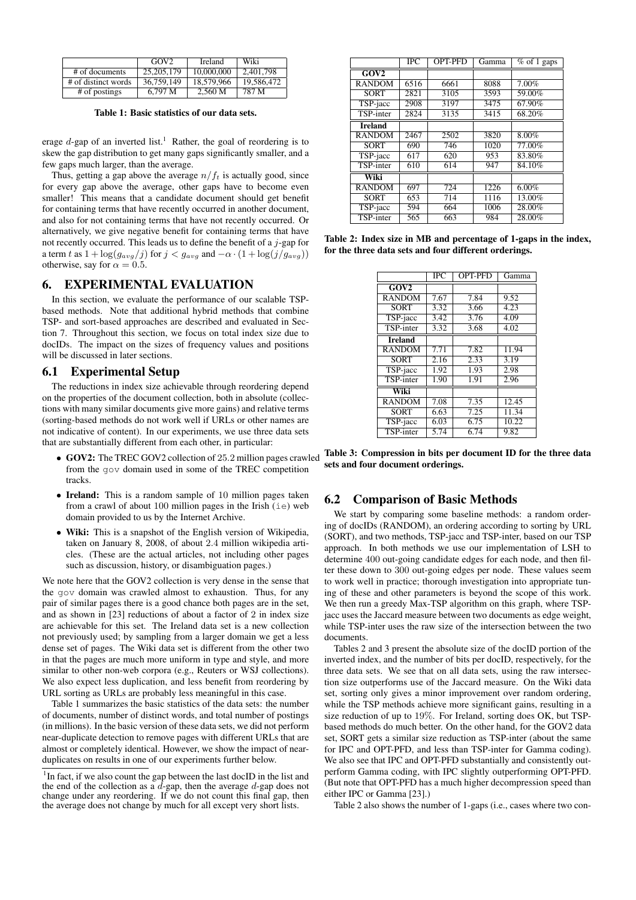|  | GOV2 | Ireland | Wiki |
|---|---|---|---|
| # of documents | 25,205,179 | 10,000,000 | 2,401,798 |
| # of distinct words | 36,759,149 | 18,579,966 | 19,586,472 |
| # of postings | 6,797 M | 2,560 M | 787 M |

**Table 1: Basic statistics of our data sets.**

erage $d$-gap of an inverted list.[1] Rather, the goal of reordering is to skew the gap distribution to get many gaps significantly smaller, and a few gaps much larger, than the average.

Thus, getting a gap above the average $n/f_t$ is actually good, since for every gap above the average, other gaps have to become even smaller! This means that a candidate document should get benefit for containing terms that have recently occurred in another document, and also for not containing terms that have not recently occurred. Or alternatively, we give negative benefit for containing terms that have not recently occurred. This leads us to define the benefit of a $j$-gap for a term $t$ as $1 + \log(g_{avg}/j)$ for $j < g_{avg}$ and $-\alpha \cdot (1 + \log(j/g_{avg}))$ otherwise, say for $\alpha = 0.5$.

## 6. EXPERIMENTAL EVALUATION

In this section, we evaluate the performance of our scalable TSP-based methods. Note that additional hybrid methods that combine TSP- and sort-based approaches are described and evaluated in Section 7. Throughout this section, we focus on total index size due to docIDs. The impact on the sizes of frequency values and positions will be discussed in later sections.

### 6.1 Experimental Setup

The reductions in index size achievable through reordering depend on the properties of the document collection, both in absolute (collections with many similar documents give more gains) and relative terms (sorting-based methods do not work well if URLs or other names are not indicative of content). In our experiments, we use three data sets that are substantially different from each other, in particular:

- **GOV2:** The TREC GOV2 collection of 25.2 million pages crawled from the gov domain used in some of the TREC competition tracks.
- **Ireland:** This is a random sample of 10 million pages taken from a crawl of about 100 million pages in the Irish (ie) web domain provided to us by the Internet Archive.
- **Wiki:** This is a snapshot of the English version of Wikipedia, taken on January 8, 2008, of about 2.4 million wikipedia articles. (These are the actual articles, not including other pages such as discussion, history, or disambiguation pages.)

We note here that the GOV2 collection is very dense in the sense that the gov domain was crawled almost to exhaustion. Thus, for any pair of similar pages there is a good chance both pages are in the set, and as shown in [23] reductions of about a factor of 2 in index size are achievable for this set. The Ireland data set is a new collection not previously used; by sampling from a larger domain we get a less dense set of pages. The Wiki data set is different from the other two in that the pages are much more uniform in type and style, and more similar to other non-web corpora (e.g., Reuters or WSJ collections). We also expect less duplication, and less benefit from reordering by URL sorting as URLs are probably less meaningful in this case.

Table 1 summarizes the basic statistics of the data sets: the number of documents, number of distinct words, and total number of postings (in millions). In the basic version of these data sets, we did not perform near-duplicate detection to remove pages with different URLs that are almost or completely identical. However, we show the impact of near-duplicates on results in one of our experiments further below.

[1] In fact, if we also count the gap between the last docID in the list and the end of the collection as a $d$-gap, then the average $d$-gap does not change under any reordering. If we do not count this final gap, then the average does not change by much for all except very short lists.

|  | IPC | OPT-PFD | Gamma | % of 1 gaps |
|---|---|---|---|---|
| **GOV2** |  |  |  |  |
| RANDOM | 6516 | 6661 | 8088 | 7.00% |
| SORT | 2821 | 3105 | 3593 | 59.00% |
| TSP-jacc | 2908 | 3197 | 3475 | 67.90% |
| TSP-inter | 2824 | 3135 | 3415 | 68.20% |
| **Ireland** |  |  |  |  |
| RANDOM | 2467 | 2502 | 3820 | 8.00% |
| SORT | 690 | 746 | 1020 | 77.00% |
| TSP-jacc | 617 | 620 | 953 | 83.80% |
| TSP-inter | 610 | 614 | 947 | 84.10% |
| **Wiki** |  |  |  |  |
| RANDOM | 697 | 724 | 1226 | 6.00% |
| SORT | 653 | 714 | 1116 | 13.00% |
| TSP-jacc | 594 | 664 | 1006 | 28.00% |
| TSP-inter | 565 | 663 | 984 | 28.00% |

**Table 2: Index size in MB and percentage of 1-gaps in the index, for the three data sets and four different orderings.**

|  | IPC | OPT-PFD | Gamma |
|---|---|---|---|
| **GOV2** |  |  |  |
| RANDOM | 7.67 | 7.84 | 9.52 |
| SORT | 3.32 | 3.66 | 4.23 |
| TSP-jacc | 3.42 | 3.76 | 4.09 |
| TSP-inter | 3.32 | 3.68 | 4.02 |
| **Ireland** |  |  |  |
| RANDOM | 7.71 | 7.82 | 11.94 |
| SORT | 2.16 | 2.33 | 3.19 |
| TSP-jacc | 1.92 | 1.93 | 2.98 |
| TSP-inter | 1.90 | 1.91 | 2.96 |
| **Wiki** |  |  |  |
| RANDOM | 7.08 | 7.35 | 12.45 |
| SORT | 6.63 | 7.25 | 11.34 |
| TSP-jacc | 6.03 | 6.75 | 10.22 |
| TSP-inter | 5.74 | 6.74 | 9.82 |

**Table 3: Compression in bits per document ID for the three data sets and four document orderings.**

### 6.2 Comparison of Basic Methods

We start by comparing some baseline methods: a random ordering of docIDs (RANDOM), an ordering according to sorting by URL (SORT), and two methods, TSP-jacc and TSP-inter, based on our TSP approach. In both methods we use our implementation of LSH to determine 400 out-going candidate edges for each node, and then filter these down to 300 out-going edges per node. These values seem to work well in practice; thorough investigation into appropriate tuning of these and other parameters is beyond the scope of this work. We then run a greedy Max-TSP algorithm on this graph, where TSP-jacc uses the Jaccard measure between two documents as edge weight, while TSP-inter uses the raw size of the intersection between the two documents.

Tables 2 and 3 present the absolute size of the docID portion of the inverted index, and the number of bits per docID, respectively, for the three data sets. We see that on all data sets, using the raw intersection size outperforms use of the Jaccard measure. On the Wiki data set, sorting only gives a minor improvement over random ordering, while the TSP methods achieve more significant gains, resulting in a size reduction of up to 19%. For Ireland, sorting does OK, but TSP-based methods do much better. On the other hand, for the GOV2 data set, SORT gets a similar size reduction as TSP-inter (about the same for IPC and OPT-PFD, and less than TSP-inter for Gamma coding). We also see that IPC and OPT-PFD substantially and consistently outperform Gamma coding, with IPC slightly outperforming OPT-PFD. (But note that OPT-PFD has a much higher decompression speed than either IPC or Gamma [23].)

Table 2 also shows the number of 1-gaps (i.e., cases where two con-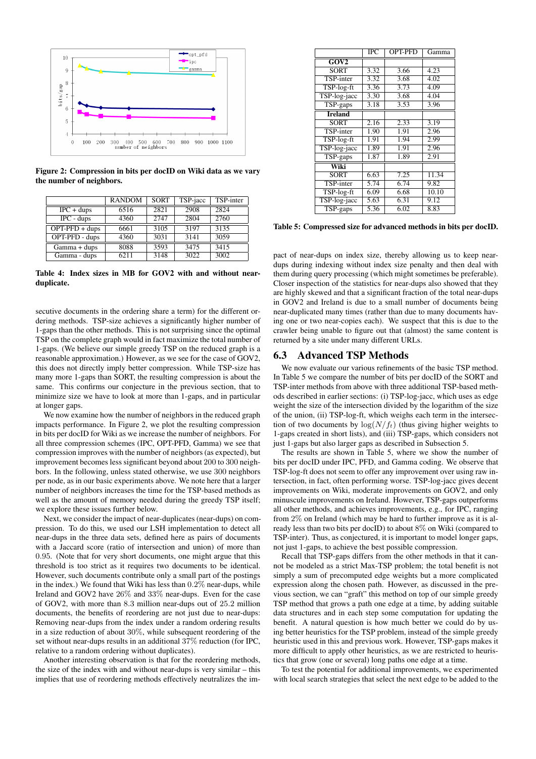Figure 2: Compression in bits per docID on Wiki data as we vary the number of neighbors.

|  | RANDOM | SORT | TSP-jacc | TSP-inter |
|---|---|---|---|---|
| IPC + dups | 6516 | 2821 | 2908 | 2824 |
| IPC - dups | 4360 | 2747 | 2804 | 2760 |
| OPT-PFD + dups | 6661 | 3105 | 3197 | 3135 |
| OPT-PFD - dups | 4360 | 3031 | 3141 | 3059 |
| Gamma + dups | 8088 | 3593 | 3475 | 3415 |
| Gamma - dups | 6211 | 3148 | 3022 | 3002 |

**Table 4: Index sizes in MB for GOV2 with and without near-duplicate.**

secutive documents in the ordering share a term) for the different ordering methods. TSP-size achieves a significantly higher number of 1-gaps than the other methods. This is not surprising since the optimal TSP on the complete graph would in fact maximize the total number of 1-gaps. (We believe our simple greedy TSP on the reduced graph is a reasonable approximation.) However, as we see for the case of GOV2, this does not directly imply better compression. While TSP-size has many more 1-gaps than SORT, the resulting compression is about the same. This confirms our conjecture in the previous section, that to minimize size we have to look at more than 1-gaps, and in particular at longer gaps.

We now examine how the number of neighbors in the reduced graph impacts performance. In Figure 2, we plot the resulting compression in bits per docID for Wiki as we increase the number of neighbors. For all three compression schemes (IPC, OPT-PFD, Gamma) we see that compression improves with the number of neighbors (as expected), but improvement becomes less significant beyond about 200 to 300 neighbors. In the following, unless stated otherwise, we use 300 neighbors per node, as in our basic experiments above. We note here that a larger number of neighbors increases the time for the TSP-based methods as well as the amount of memory needed during the greedy TSP itself; we explore these issues further below.

Next, we consider the impact of near-duplicates (near-dups) on compression. To do this, we used our LSH implementation to detect all near-dups in the three data sets, defined here as pairs of documents with a Jaccard score (ratio of intersection and union) of more than $0.95$. (Note that for very short documents, one might argue that this threshold is too strict as it requires two documents to be identical. However, such documents contribute only a small part of the postings in the index.) We found that Wiki has less than $0.2\%$ near-dups, while Ireland and GOV2 have $26\%$ and $33\%$ near-dups. Even for the case of GOV2, with more than $8.3$ million near-dups out of $25.2$ million documents, the benefits of reordering are not just due to near-dups: Removing near-dups from the index under a random ordering results in a size reduction of about $30\%$, while subsequent reordering of the set without near-dups results in an additional $37\%$ reduction (for IPC, relative to a random ordering without duplicates).

Another interesting observation is that for the reordering methods, the size of the index with and without near-dups is very similar – this implies that use of reordering methods effectively neutralizes the impact of near-dups on index size, thereby allowing us to keep near-dups during indexing without index size penalty and then deal with them during query processing (which might sometimes be preferable). Closer inspection of the statistics for near-dups also showed that they are highly skewed and that a significant fraction of the total near-dups in GOV2 and Ireland is due to a small number of documents being near-duplicated many times (rather than due to many documents having one or two near-copies each). We suspect that this is due to the crawler being unable to figure out that (almost) the same content is returned by a site under many different URLs.

|  | IPC | OPT-PFD | Gamma |
|---|---|---|---|
| **GOV2** |  |  |  |
| SORT | 3.32 | 3.66 | 4.23 |
| TSP-inter | 3.32 | 3.68 | 4.02 |
| TSP-log-ft | 3.36 | 3.73 | 4.09 |
| TSP-log-jacc | 3.30 | 3.68 | 4.04 |
| TSP-gaps | 3.18 | 3.53 | 3.96 |
| **Ireland** |  |  |  |
| SORT | 2.16 | 2.33 | 3.19 |
| TSP-inter | 1.90 | 1.91 | 2.96 |
| TSP-log-ft | 1.91 | 1.94 | 2.99 |
| TSP-log-jacc | 1.89 | 1.91 | 2.96 |
| TSP-gaps | 1.87 | 1.89 | 2.91 |
| **Wiki** |  |  |  |
| SORT | 6.63 | 7.25 | 11.34 |
| TSP-inter | 5.74 | 6.74 | 9.82 |
| TSP-log-ft | 6.09 | 6.68 | 10.10 |
| TSP-log-jacc | 5.63 | 6.31 | 9.12 |
| TSP-gaps | 5.36 | 6.02 | 8.83 |

**Table 5: Compressed size for advanced methods in bits per docID.**

## 6.3 Advanced TSP Methods

We now evaluate our various refinements of the basic TSP method. In Table 5 we compare the number of bits per docID of the SORT and TSP-inter methods from above with three additional TSP-based methods described in earlier sections: (i) TSP-log-jacc, which uses as edge weight the size of the intersection divided by the logarithm of the size of the union, (ii) TSP-log-ft, which weighs each term in the intersection of two documents by $\log(N/f_t)$ (thus giving higher weights to 1-gaps created in short lists), and (iii) TSP-gaps, which considers not just 1-gaps but also larger gaps as described in Subsection 5.

The results are shown in Table 5, where we show the number of bits per docID under IPC, PFD, and Gamma coding. We observe that TSP-log-ft does not seem to offer any improvement over using raw intersection, in fact, often performing worse. TSP-log-jacc gives decent improvements on Wiki, moderate improvements on GOV2, and only minuscule improvements on Ireland. However, TSP-gaps outperforms all other methods, and achieves improvements, e.g., for IPC, ranging from $2\%$ on Ireland (which may be hard to further improve as it is already less than two bits per docID) to about $8\%$ on Wiki (compared to TSP-inter). Thus, as conjectured, it is important to model longer gaps, not just 1-gaps, to achieve the best possible compression.

Recall that TSP-gaps differs from the other methods in that it cannot be modeled as a strict Max-TSP problem; the total benefit is not simply a sum of precomputed edge weights but a more complicated expression along the chosen path. However, as discussed in the previous section, we can "graft" this method on top of our simple greedy TSP method that grows a path one edge at a time, by adding suitable data structures and in each step some computation for updating the benefit. A natural question is how much better we could do by using better heuristics for the TSP problem, instead of the simple greedy heuristic used in this and previous work. However, TSP-gaps makes it more difficult to apply other heuristics, as we are restricted to heuristics that grow (one or several) long paths one edge at a time.

To test the potential for additional improvements, we experimented with local search strategies that select the next edge to be added to the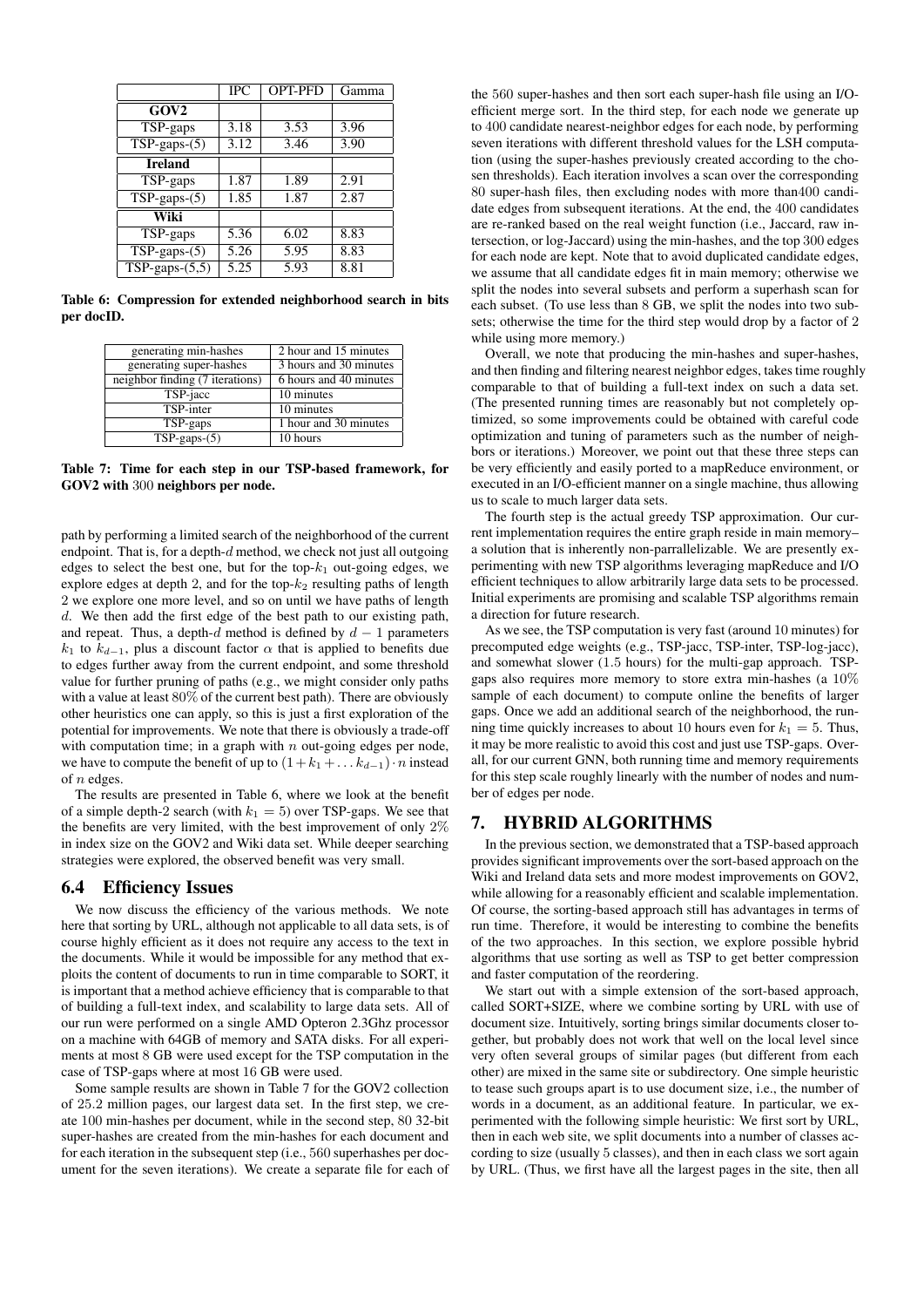|  | IPC | OPT-PFD | Gamma |
|---|---|---|---|
| **GOV2** |  |  |  |
| TSP-gaps | 3.18 | 3.53 | 3.96 |
| TSP-gaps-(5) | 3.12 | 3.46 | 3.90 |
| **Ireland** |  |  |  |
| TSP-gaps | 1.87 | 1.89 | 2.91 |
| TSP-gaps-(5) | 1.85 | 1.87 | 2.87 |
| **Wiki** |  |  |  |
| TSP-gaps | 5.36 | 6.02 | 8.83 |
| TSP-gaps-(5) | 5.26 | 5.95 | 8.83 |
| TSP-gaps-(5,5) | 5.25 | 5.93 | 8.81 |

**Table 6: Compression for extended neighborhood search in bits per docID.**

| | |
|---|---|
| generating min-hashes | 2 hour and 15 minutes |
| generating super-hashes | 3 hours and 30 minutes |
| neighbor finding (7 iterations) | 6 hours and 40 minutes |
| TSP-jacc | 10 minutes |
| TSP-inter | 10 minutes |
| TSP-gaps | 1 hour and 30 minutes |
| TSP-gaps-(5) | 10 hours |

**Table 7: Time for each step in our TSP-based framework, for GOV2 with 300 neighbors per node.**

path by performing a limited search of the neighborhood of the current endpoint. That is, for a depth-$d$ method, we check not just all outgoing edges to select the best one, but for the top-$k_1$ out-going edges, we explore edges at depth 2, and for the top-$k_2$ resulting paths of length 2 we explore one more level, and so on until we have paths of length $d$. We then add the first edge of the best path to our existing path, and repeat. Thus, a depth-$d$ method is defined by $d-1$ parameters $k_1$ to $k_{d-1}$, plus a discount factor $\alpha$ that is applied to benefits due to edges further away from the current endpoint, and some threshold value for further pruning of paths (e.g., we might consider only paths with a value at least 80% of the current best path). There are obviously other heuristics one can apply, so this is just a first exploration of the potential for improvements. We note that there is obviously a trade-off with computation time; in a graph with $n$ out-going edges per node, we have to compute the benefit of up to $(1+k_1+\ldots k_{d-1})\cdot n$ instead of $n$ edges.

The results are presented in Table 6, where we look at the benefit of a simple depth-2 search (with $k_1 = 5$) over TSP-gaps. We see that the benefits are very limited, with the best improvement of only 2% in index size on the GOV2 and Wiki data set. While deeper searching strategies were explored, the observed benefit was very small.

### 6.4 Efficiency Issues

We now discuss the efficiency of the various methods. We note here that sorting by URL, although not applicable to all data sets, is of course highly efficient as it does not require any access to the text in the documents. While it would be impossible for any method that exploits the content of documents to run in time comparable to SORT, it is important that a method achieve efficiency that is comparable to that of building a full-text index, and scalability to large data sets. All of our run were performed on a single AMD Opteron 2.3Ghz processor on a machine with 64GB of memory and SATA disks. For all experiments at most 8 GB were used except for the TSP computation in the case of TSP-gaps where at most 16 GB were used.

Some sample results are shown in Table 7 for the GOV2 collection of 25.2 million pages, our largest data set. In the first step, we create 100 min-hashes per document, while in the second step, 80 32-bit super-hashes are created from the min-hashes for each document and for each iteration in the subsequent step (i.e., 560 superhashes per document for the seven iterations). We create a separate file for each of the 560 super-hashes and then sort each super-hash file using an I/O-efficient merge sort. In the third step, for each node we generate up to 400 candidate nearest-neighbor edges for each node, by performing seven iterations with different threshold values for the LSH computation (using the super-hashes previously created according to the chosen thresholds). Each iteration involves a scan over the corresponding 80 super-hash files, then excluding nodes with more than400 candidate edges from subsequent iterations. At the end, the 400 candidates are re-ranked based on the real weight function (i.e., Jaccard, raw intersection, or log-Jaccard) using the min-hashes, and the top 300 edges for each node are kept. Note that to avoid duplicated candidate edges, we assume that all candidate edges fit in main memory; otherwise we split the nodes into several subsets and perform a superhash scan for each subset. (To use less than 8 GB, we split the nodes into two subsets; otherwise the time for the third step would drop by a factor of 2 while using more memory.)

Overall, we note that producing the min-hashes and super-hashes, and then finding and filtering nearest neighbor edges, takes time roughly comparable to that of building a full-text index on such a data set. (The presented running times are reasonably but not completely optimized, so some improvements could be obtained with careful code optimization and tuning of parameters such as the number of neighbors or iterations.) Moreover, we point out that these three steps can be very efficiently and easily ported to a mapReduce environment, or executed in an I/O-efficient manner on a single machine, thus allowing us to scale to much larger data sets.

The fourth step is the actual greedy TSP approximation. Our current implementation requires the entire graph reside in main memory– a solution that is inherently non-parrallelizable. We are presently experimenting with new TSP algorithms leveraging mapReduce and I/O efficient techniques to allow arbitrarily large data sets to be processed. Initial experiments are promising and scalable TSP algorithms remain a direction for future research.

As we see, the TSP computation is very fast (around 10 minutes) for precomputed edge weights (e.g., TSP-jacc, TSP-inter, TSP-log-jacc), and somewhat slower (1.5 hours) for the multi-gap approach. TSP-gaps also requires more memory to store extra min-hashes (a 10% sample of each document) to compute online the benefits of larger gaps. Once we add an additional search of the neighborhood, the running time quickly increases to about 10 hours even for $k_1 = 5$. Thus, it may be more realistic to avoid this cost and just use TSP-gaps. Overall, for our current GNN, both running time and memory requirements for this step scale roughly linearly with the number of nodes and number of edges per node.

## 7. HYBRID ALGORITHMS

In the previous section, we demonstrated that a TSP-based approach provides significant improvements over the sort-based approach on the Wiki and Ireland data sets and more modest improvements on GOV2, while allowing for a reasonably efficient and scalable implementation. Of course, the sorting-based approach still has advantages in terms of run time. Therefore, it would be interesting to combine the benefits of the two approaches. In this section, we explore possible hybrid algorithms that use sorting as well as TSP to get better compression and faster computation of the reordering.

We start out with a simple extension of the sort-based approach, called SORT+SIZE, where we combine sorting by URL with use of document size. Intuitively, sorting brings similar documents closer together, but probably does not work that well on the local level since very often several groups of similar pages (but different from each other) are mixed in the same site or subdirectory. One simple heuristic to tease such groups apart is to use document size, i.e., the number of words in a document, as an additional feature. In particular, we experimented with the following simple heuristic: We first sort by URL, then in each web site, we split documents into a number of classes according to size (usually 5 classes), and then in each class we sort again by URL. (Thus, we first have all the largest pages in the site, then all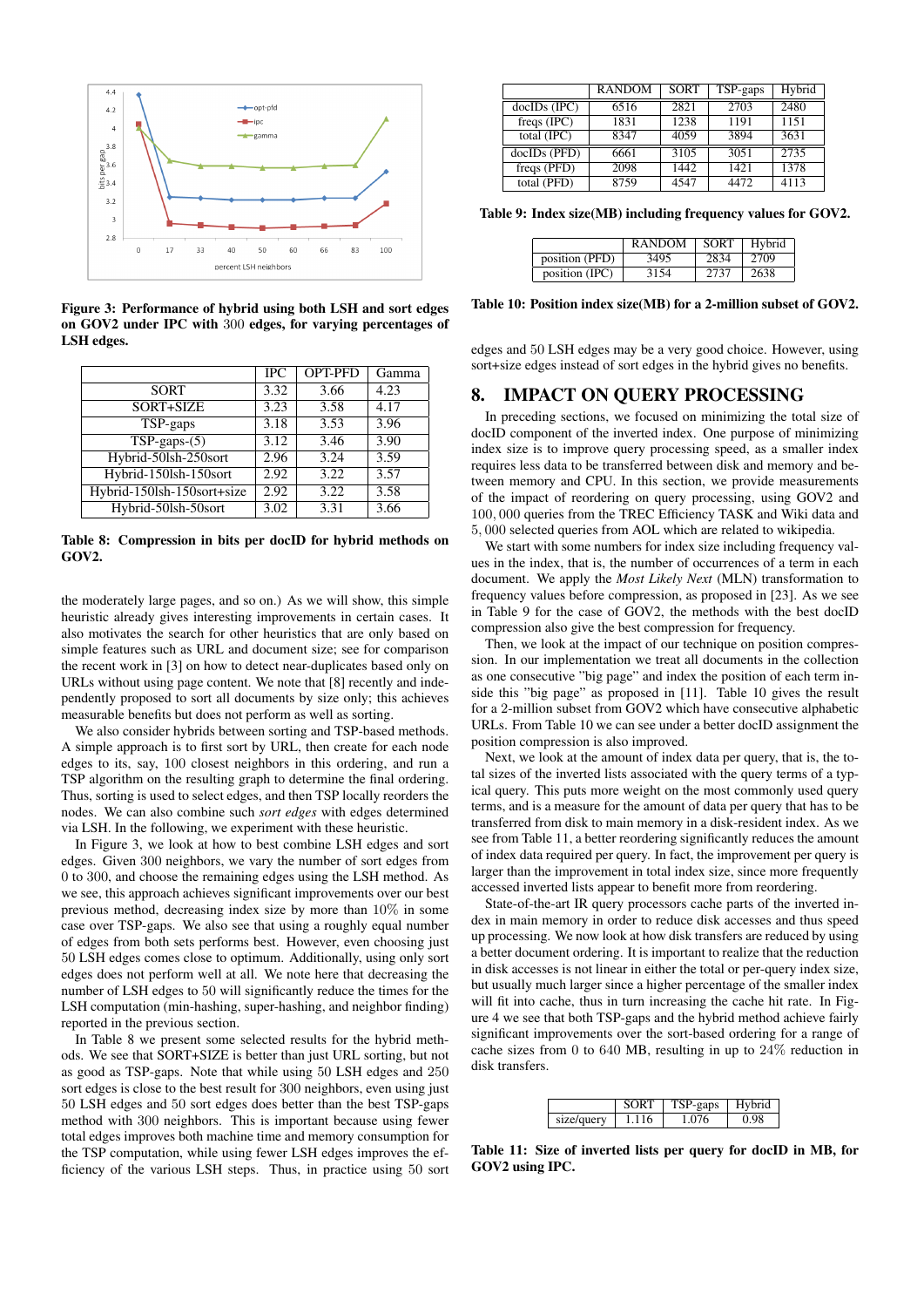Figure 3: Performance of hybrid using both LSH and sort edges on GOV2 under IPC with 300 edges, for varying percentages of LSH edges.

| | IPC | OPT-PFD | Gamma |
|---|---|---|---|
| SORT | 3.32 | 3.66 | 4.23 |
| SORT+SIZE | 3.23 | 3.58 | 4.17 |
| TSP-gaps | 3.18 | 3.53 | 3.96 |
| TSP-gaps-(5) | 3.12 | 3.46 | 3.90 |
| Hybrid-50lsh-250sort | 2.96 | 3.24 | 3.59 |
| Hybrid-150lsh-150sort | 2.92 | 3.22 | 3.57 |
| Hybrid-150lsh-150sort+size | 2.92 | 3.22 | 3.58 |
| Hybrid-50lsh-50sort | 3.02 | 3.31 | 3.66 |

**Table 8: Compression in bits per docID for hybrid methods on GOV2.**

the moderately large pages, and so on.) As we will show, this simple heuristic already gives interesting improvements in certain cases. It also motivates the search for other heuristics that are only based on simple features such as URL and document size; see for comparison the recent work in [3] on how to detect near-duplicates based only on URLs without using page content. We note that [8] recently and independently proposed to sort all documents by size only; this achieves measurable benefits but does not perform as well as sorting.

We also consider hybrids between sorting and TSP-based methods. A simple approach is to first sort by URL, then create for each node edges to its, say, 100 closest neighbors in this ordering, and run a TSP algorithm on the resulting graph to determine the final ordering. Thus, sorting is used to select edges, and then TSP locally reorders the nodes. We can also combine such *sort edges* with edges determined via LSH. In the following, we experiment with these heuristic.

In Figure 3, we look at how to best combine LSH edges and sort edges. Given 300 neighbors, we vary the number of sort edges from 0 to 300, and choose the remaining edges using the LSH method. As we see, this approach achieves significant improvements over our best previous method, decreasing index size by more than 10% in some case over TSP-gaps. We also see that using a roughly equal number of edges from both sets performs best. However, even choosing just 50 LSH edges comes close to optimum. Additionally, using only sort edges does not perform well at all. We note here that decreasing the number of LSH edges to 50 will significantly reduce the times for the LSH computation (min-hashing, super-hashing, and neighbor finding) reported in the previous section.

In Table 8 we present some selected results for the hybrid methods. We see that SORT+SIZE is better than just URL sorting, but not as good as TSP-gaps. Note that while using 50 LSH edges and 250 sort edges is close to the best result for 300 neighbors, even using just 50 LSH edges and 50 sort edges does better than the best TSP-gaps method with 300 neighbors. This is important because using fewer total edges improves both machine time and memory consumption for the TSP computation, while using fewer LSH edges improves the efficiency of the various LSH steps. Thus, in practice using 50 sort edges and 50 LSH edges may be a very good choice. However, using sort+size edges instead of sort edges in the hybrid gives no benefits.

| | RANDOM | SORT | TSP-gaps | Hybrid |
|---|---|---|---|---|
| docIDs (IPC) | 6516 | 2821 | 2703 | 2480 |
| freqs (IPC) | 1831 | 1238 | 1191 | 1151 |
| total (IPC) | 8347 | 4059 | 3894 | 3631 |
| docIDs (PFD) | 6661 | 3105 | 3051 | 2735 |
| freqs (PFD) | 2098 | 1442 | 1421 | 1378 |
| total (PFD) | 8759 | 4547 | 4472 | 4113 |

**Table 9: Index size(MB) including frequency values for GOV2.**

| | RANDOM | SORT | Hybrid |
|---|---|---|---|
| position (PFD) | 3495 | 2834 | 2709 |
| position (IPC) | 3154 | 2737 | 2638 |

**Table 10: Position index size(MB) for a 2-million subset of GOV2.**

## 8. IMPACT ON QUERY PROCESSING

In preceding sections, we focused on minimizing the total size of docID component of the inverted index. One purpose of minimizing index size is to improve query processing speed, as a smaller index requires less data to be transferred between disk and memory and between memory and CPU. In this section, we provide measurements of the impact of reordering on query processing, using GOV2 and 100,000 queries from the TREC Efficiency TASK and Wiki data and 5,000 selected queries from AOL which are related to wikipedia.

We start with some numbers for index size including frequency values in the index, that is, the number of occurrences of a term in each document. We apply the *Most Likely Next* (MLN) transformation to frequency values before compression, as proposed in [23]. As we see in Table 9 for the case of GOV2, the methods with the best docID compression also give the best compression for frequency.

Then, we look at the impact of our technique on position compression. In our implementation we treat all documents in the collection as one consecutive "big page" and index the position of each term inside this "big page" as proposed in [11]. Table 10 gives the result for a 2-million subset from GOV2 which have consecutive alphabetic URLs. From Table 10 we can see under a better docID assignment the position compression is also improved.

Next, we look at the amount of index data per query, that is, the total sizes of the inverted lists associated with the query terms of a typical query. This puts more weight on the most commonly used query terms, and is a measure for the amount of data per query that has to be transferred from disk to main memory in a disk-resident index. As we see from Table 11, a better reordering significantly reduces the amount of index data required per query. In fact, the improvement per query is larger than the improvement in total index size, since more frequently accessed inverted lists appear to benefit more from reordering.

State-of-the-art IR query processors cache parts of the inverted index in main memory in order to reduce disk accesses and thus speed up processing. We now look at how disk transfers are reduced by using a better document ordering. It is important to realize that the reduction in disk accesses is not linear in either the total or per-query index size, but usually much larger since a higher percentage of the smaller index will fit into cache, thus in turn increasing the cache hit rate. In Figure 4 we see that both TSP-gaps and the hybrid method achieve fairly significant improvements over the sort-based ordering for a range of cache sizes from 0 to 640 MB, resulting in up to 24% reduction in disk transfers.

| | SORT | TSP-gaps | Hybrid |
|---|---|---|---|
| size/query | 1.116 | 1.076 | 0.98 |

**Table 11: Size of inverted lists per query for docID in MB, for GOV2 using IPC.**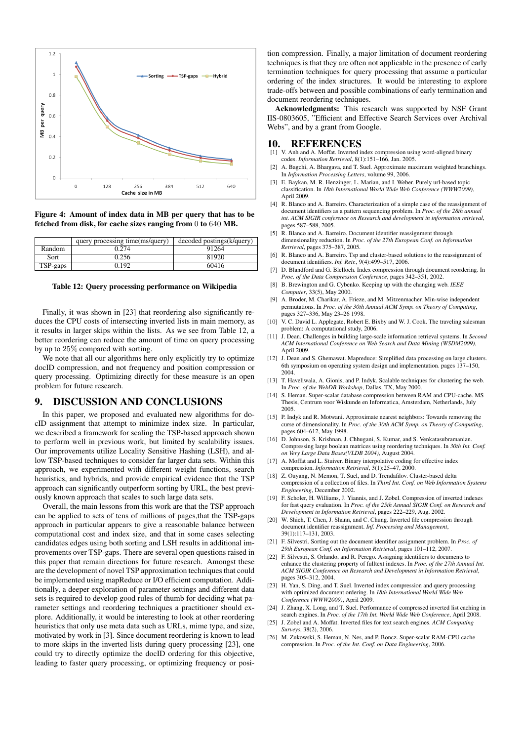1.2

1

0.8

0.6

0.4

0.2

0

MB per query

0 128 256 384 512 640

Cache size in MB

Sorting TSP-gaps Hybrid

**Figure 4: Amount of index data in MB per query that has to be fetched from disk, for cache sizes ranging from 0 to 640 MB.**

| | query processing time(ms/query) | decoded postings(k/query) |
|---|---|---|
| Random | 0.274 | 91264 |
| Sort | 0.256 | 81920 |
| TSP-gaps | 0.192 | 60416 |

**Table 12: Query processing performance on Wikipedia**

Finally, it was shown in [23] that reordering also significantly reduces the CPU costs of intersecting inverted lists in main memory, as it results in larger skips within the lists. As we see from Table 12, a better reordering can reduce the amount of time on query processing by up to $25\%$ compared with sorting.

We note that all our algorithms here only explicitly try to optimize docID compression, and not frequency and position compression or query processing. Optimizing directly for these measure is an open problem for future research.

## 9. DISCUSSION AND CONCLUSIONS

In this paper, we proposed and evaluated new algorithms for docID assignment that attempt to minimize index size. In particular, we described a framework for scaling the TSP-based approach shown to perform well in previous work, but limited by scalability issues. Our improvements utilize Locality Sensitive Hashing (LSH), and allow TSP-based techniques to consider far larger data sets. Within this approach, we experimented with different weight functions, search heuristics, and hybrids, and provide empirical evidence that the TSP approach can significantly outperform sorting by URL, the best previously known approach that scales to such large data sets.

Overall, the main lessons from this work are that the TSP approach can be applied to sets of tens of millions of pages,that the TSP-gaps approach in particular appears to give a reasonable balance between computational cost and index size, and that in some cases selecting candidates edges using both sorting and LSH results in additional improvements over TSP-gaps. There are several open questions raised in this paper that remain directions for future research. Amongst these are the development of novel TSP approximation techniques that could be implemented using mapReduce or I/O efficient computation. Additionally, a deeper exploration of parameter settings and different data sets is required to develop good rules of thumb for deciding what parameter settings and reordering techniques a practitioner should explore. Additionally, it would be interesting to look at other reordering heuristics that only use meta data such as URLs, mime type, and size, motivated by work in [3]. Since document reordering is known to lead to more skips in the inverted lists during query processing [23], one could try to directly optimize the docID ordering for this objective, leading to faster query processing, or optimizing frequency or position compression. Finally, a major limitation of document reordering techniques is that they are often not applicable in the presence of early termination techniques for query processing that assume a particular ordering of the index structures. It would be interesting to explore trade-offs between and possible combinations of early termination and document reordering techniques.

**Acknowledgments:** This research was supported by NSF Grant IIS-0803605, "Efficient and Effective Search Services over Archival Webs", and by a grant from Google.

## 10. REFERENCES

[1] V. Anh and A. Moffat. Inverted index compression using word-aligned binary codes. *Information Retrieval*, 8(1):151–166, Jan. 2005.

[2] A. Bagchi, A. Bhargava, and T. Suel. Approximate maximum weighted branchings. In *Information Processing Letters*, volume 99, 2006.

[3] E. Baykan, M. R. Henzinger, L. Marian, and I. Weber. Purely url-based topic classification. In *18th International World Wide Web Conference (WWW2009)*, April 2009.

[4] R. Blanco and A. Barreiro. Characterization of a simple case of the reassignment of document identifiers as a pattern sequencing problem. In *Proc. of the 28th annual int. ACM SIGIR conference on Research and development in information retrieval*, pages 587–588, 2005.

[5] R. Blanco and A. Barreiro. Document identifier reassignment through dimensionality reduction. In *Proc. of the 27th European Conf. on Information Retrieval*, pages 375–387, 2005.

[6] R. Blanco and A. Barreiro. Tsp and cluster-based solutions to the reassignment of document identifiers. *Inf. Retr.*, 9(4):499–517, 2006.

[7] D. Blandford and G. Blelloch. Index compression through document reordering. In *Proc. of the Data Compression Conference*, pages 342–351, 2002.

[8] B. Brewington and G. Cybenko. Keeping up with the changing web. *IEEE Computer*, 33(5), May 2000.

[9] A. Broder, M. Charikar, A. Frieze, and M. Mitzenmacher. Min-wise independent permutations. In *Proc. of the 30th Annual ACM Symp. on Theory of Computing*, pages 327–336, May 23–26 1998.

[10] V. C. David L. Applegate, Robert E. Bixby and W. J. Cook. The traveling salesman problem: A computational study, 2006.

[11] J. Dean. Challenges in building large-scale information retrieval systems. In *Second ACM International Conference on Web Search and Data Mining (WSDM2009)*, April 2009.

[12] J. Dean and S. Ghemawat. Mapreduce: Simplified data processing on large clusters. 6th symposium on operating system design and implementation. pages 137–150, 2004.

[13] T. Haveliwala, A. Gionis, and P. Indyk. Scalable techniques for clustering the web. In *Proc. of the WebDB Workshop*, Dallas, TX, May 2000.

[14] S. Heman. Super-scalar database compression between RAM and CPU-cache. MS Thesis, Centrum voor Wiskunde en Informatica, Amsterdam, Netherlands, July 2005.

[15] P. Indyk and R. Motwani. Approximate nearest neighbors: Towards removing the curse of dimensionality. In *Proc. of the 30th ACM Symp. on Theory of Computing*, pages 604–612, May 1998.

[16] D. Johnson, S. Krishnan, J. Chhugani, S. Kumar, and S. Venkatasubramanian. Compressing large boolean matrices using reordering techniques. In *30th Int. Conf. on Very Large Data Bases(VLDB 2004)*, August 2004.

[17] A. Moffat and L. Stuiver. Binary interpolative coding for effective index compression. *Information Retrieval*, 3(1):25–47, 2000.

[18] Z. Ouyang, N. Memon, T. Suel, and D. Trendafilov. Cluster-based delta compression of a collection of files. In *Third Int. Conf. on Web Information Systems Engineering*, December 2002.

[19] F. Scholer, H. Williams, J. Yiannis, and J. Zobel. Compression of inverted indexes for fast query evaluation. In *Proc. of the 25th Annual SIGIR Conf. on Research and Development in Information Retrieval*, pages 222–229, Aug. 2002.

[20] W. Shieh, T. Chen, J. Shann, and C. Chung. Inverted file compression through document identifier reassignment. *Inf. Processing and Management*, 39(1):117–131, 2003.

[21] F. Silvestri. Sorting out the document identifier assignment problem. In *Proc. of 29th European Conf. on Information Retrieval*, pages 101–112, 2007.

[22] F. Silvestri, S. Orlando, and R. Perego. Assigning identifiers to documents to enhance the clustering property of fulltext indexes. In *Proc. of the 27th Annual Int. ACM SIGIR Conference on Research and Development in Information Retrieval*, pages 305–312, 2004.

[23] H. Yan, S. Ding, and T. Suel. Inverted index compression and query processing with optimized document ordering. In *18th International World Wide Web Conference (WWW2009)*, April 2009.

[24] J. Zhang, X. Long, and T. Suel. Performance of compressed inverted list caching in search engines. In *Proc. of the 17th Int. World Wide Web Conference*, April 2008.

[25] J. Zobel and A. Moffat. Inverted files for text search engines. *ACM Computing Surveys*, 38(2), 2006.

[26] M. Zukowski, S. Heman, N. Nes, and P. Boncz. Super-scalar RAM-CPU cache compression. In *Proc. of the Int. Conf. on Data Engineering*, 2006.